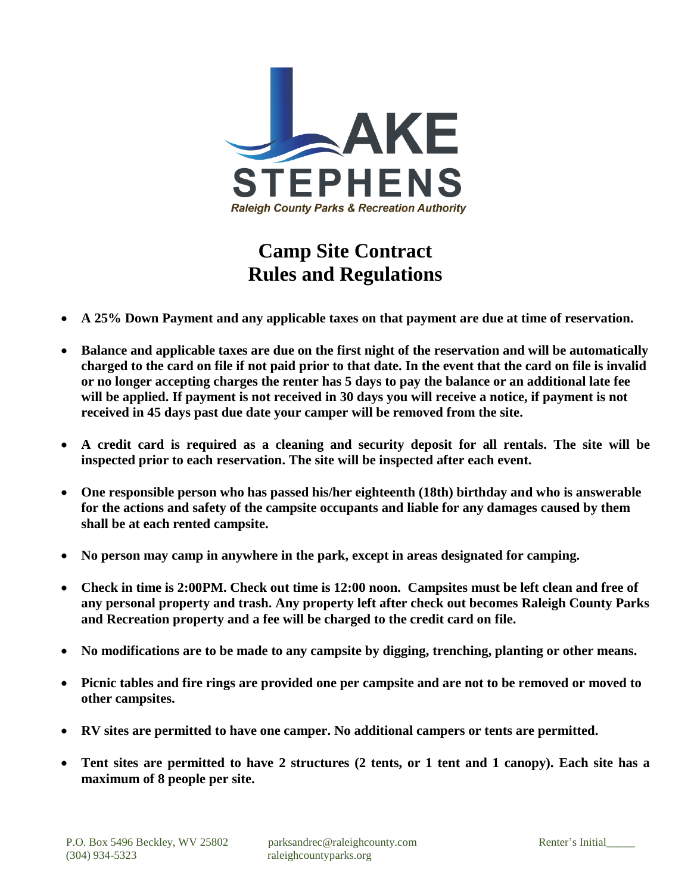LAKE STEPHENS

*Raleigh County Parks & Recreation Authority*

# Camp Site Contract
# Rules and Regulations

- **A 25% Down Payment and any applicable taxes on that payment are due at time of reservation.**
- **Balance and applicable taxes are due on the first night of the reservation and will be automatically charged to the card on file if not paid prior to that date. In the event that the card on file is invalid or no longer accepting charges the renter has 5 days to pay the balance or an additional late fee will be applied. If payment is not received in 30 days you will receive a notice, if payment is not received in 45 days past due date your camper will be removed from the site.**
- **A credit card is required as a cleaning and security deposit for all rentals. The site will be inspected prior to each reservation. The site will be inspected after each event.**
- **One responsible person who has passed his/her eighteenth (18th) birthday and who is answerable for the actions and safety of the campsite occupants and liable for any damages caused by them shall be at each rented campsite.**
- **No person may camp in anywhere in the park, except in areas designated for camping.**
- **Check in time is 2:00PM. Check out time is 12:00 noon. Campsites must be left clean and free of any personal property and trash. Any property left after check out becomes Raleigh County Parks and Recreation property and a fee will be charged to the credit card on file.**
- **No modifications are to be made to any campsite by digging, trenching, planting or other means.**
- **Picnic tables and fire rings are provided one per campsite and are not to be removed or moved to other campsites.**
- **RV sites are permitted to have one camper. No additional campers or tents are permitted.**
- **Tent sites are permitted to have 2 structures (2 tents, or 1 tent and 1 canopy). Each site has a maximum of 8 people per site.**

P.O. Box 5496 Beckley, WV 25802
(304) 934-5323

parksandrec@raleighcounty.com
raleighcountyparks.org

Renter's Initial_____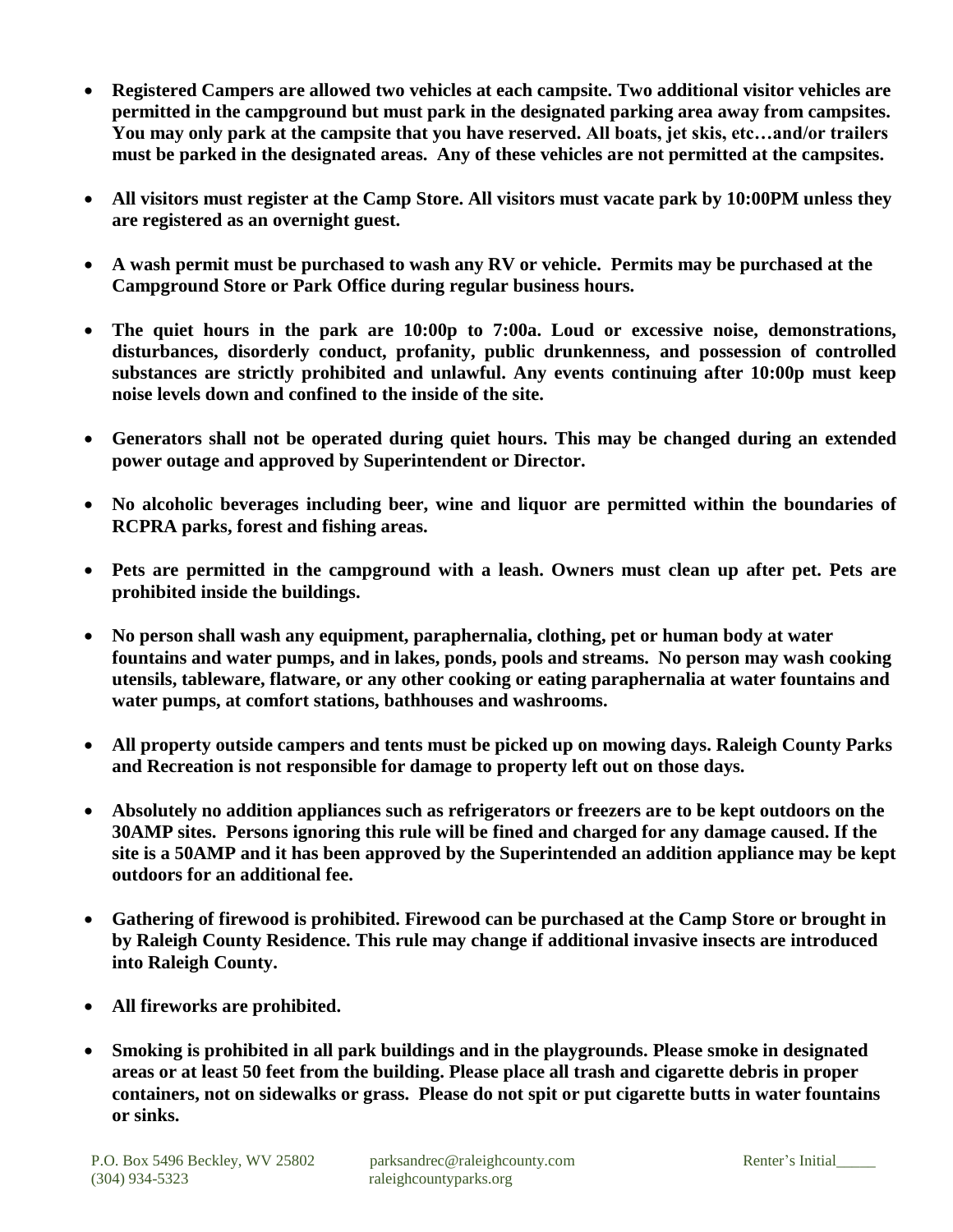- **Registered Campers are allowed two vehicles at each campsite. Two additional visitor vehicles are permitted in the campground but must park in the designated parking area away from campsites. You may only park at the campsite that you have reserved. All boats, jet skis, etc…and/or trailers must be parked in the designated areas. Any of these vehicles are not permitted at the campsites.**

- **All visitors must register at the Camp Store. All visitors must vacate park by 10:00PM unless they are registered as an overnight guest.**

- **A wash permit must be purchased to wash any RV or vehicle. Permits may be purchased at the Campground Store or Park Office during regular business hours.**

- **The quiet hours in the park are 10:00p to 7:00a. Loud or excessive noise, demonstrations, disturbances, disorderly conduct, profanity, public drunkenness, and possession of controlled substances are strictly prohibited and unlawful. Any events continuing after 10:00p must keep noise levels down and confined to the inside of the site.**

- **Generators shall not be operated during quiet hours. This may be changed during an extended power outage and approved by Superintendent or Director.**

- **No alcoholic beverages including beer, wine and liquor are permitted within the boundaries of RCPRA parks, forest and fishing areas.**

- **Pets are permitted in the campground with a leash. Owners must clean up after pet. Pets are prohibited inside the buildings.**

- **No person shall wash any equipment, paraphernalia, clothing, pet or human body at water fountains and water pumps, and in lakes, ponds, pools and streams. No person may wash cooking utensils, tableware, flatware, or any other cooking or eating paraphernalia at water fountains and water pumps, at comfort stations, bathhouses and washrooms.**

- **All property outside campers and tents must be picked up on mowing days. Raleigh County Parks and Recreation is not responsible for damage to property left out on those days.**

- **Absolutely no addition appliances such as refrigerators or freezers are to be kept outdoors on the 30AMP sites. Persons ignoring this rule will be fined and charged for any damage caused. If the site is a 50AMP and it has been approved by the Superintended an addition appliance may be kept outdoors for an additional fee.**

- **Gathering of firewood is prohibited. Firewood can be purchased at the Camp Store or brought in by Raleigh County Residence. This rule may change if additional invasive insects are introduced into Raleigh County.**

- **All fireworks are prohibited.**

- **Smoking is prohibited in all park buildings and in the playgrounds. Please smoke in designated areas or at least 50 feet from the building. Please place all trash and cigarette debris in proper containers, not on sidewalks or grass. Please do not spit or put cigarette butts in water fountains or sinks.**

P.O. Box 5496 Beckley, WV 25802 parksandrec@raleighcounty.com Renter's Initial_____
(304) 934-5323 raleighcountyparks.org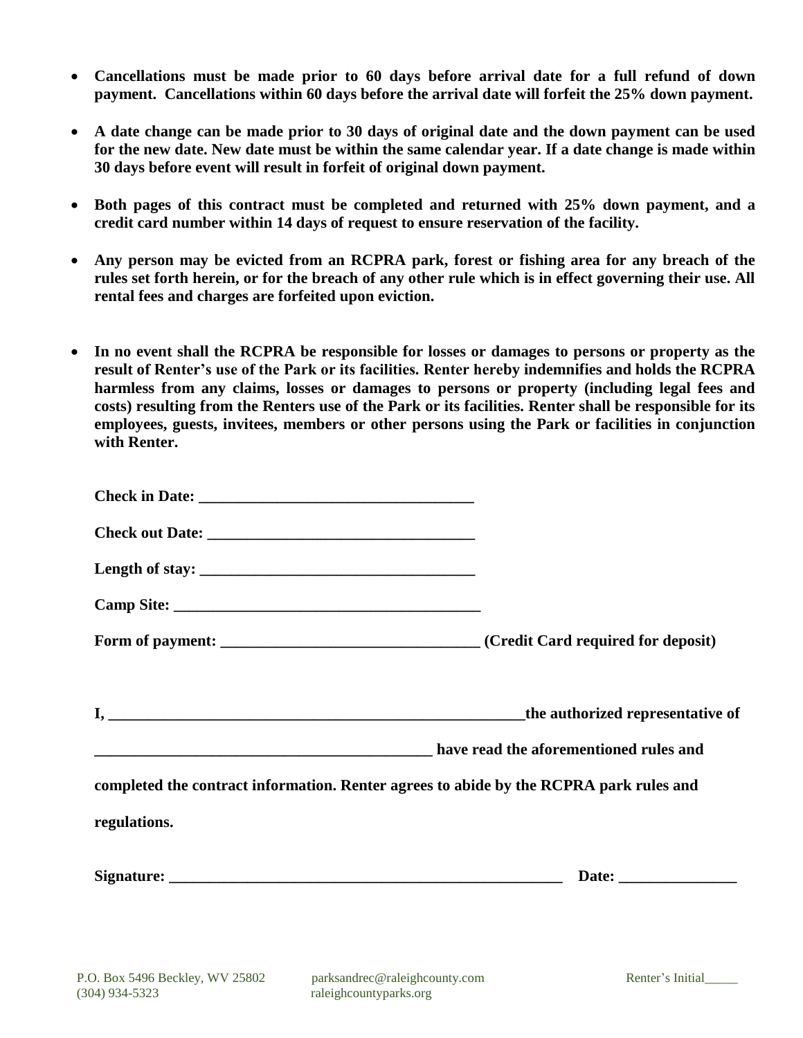- **Cancellations must be made prior to 60 days before arrival date for a full refund of down payment. Cancellations within 60 days before the arrival date will forfeit the 25% down payment.**

- **A date change can be made prior to 30 days of original date and the down payment can be used for the new date. New date must be within the same calendar year. If a date change is made within 30 days before event will result in forfeit of original down payment.**

- **Both pages of this contract must be completed and returned with 25% down payment, and a credit card number within 14 days of request to ensure reservation of the facility.**

- **Any person may be evicted from an RCPRA park, forest or fishing area for any breach of the rules set forth herein, or for the breach of any other rule which is in effect governing their use. All rental fees and charges are forfeited upon eviction.**

- **In no event shall the RCPRA be responsible for losses or damages to persons or property as the result of Renter's use of the Park or its facilities. Renter hereby indemnifies and holds the RCPRA harmless from any claims, losses or damages to persons or property (including legal fees and costs) resulting from the Renters use of the Park or its facilities. Renter shall be responsible for its employees, guests, invitees, members or other persons using the Park or facilities in conjunction with Renter.**

**Check in Date: ___________________________________**

**Check out Date: __________________________________**

**Length of stay: ___________________________________**

**Camp Site: _______________________________________**

**Form of payment: _________________________________ (Credit Card required for deposit)**

**I, _______________________________________________________the authorized representative of _____________________________________________ have read the aforementioned rules and completed the contract information. Renter agrees to abide by the RCPRA park rules and regulations.**

**Signature: ___________________________________________________ Date: _______________**

P.O. Box 5496 Beckley, WV 25802
(304) 934-5323

parksandrec@raleighcounty.com
raleighcountyparks.org

Renter's Initial_____